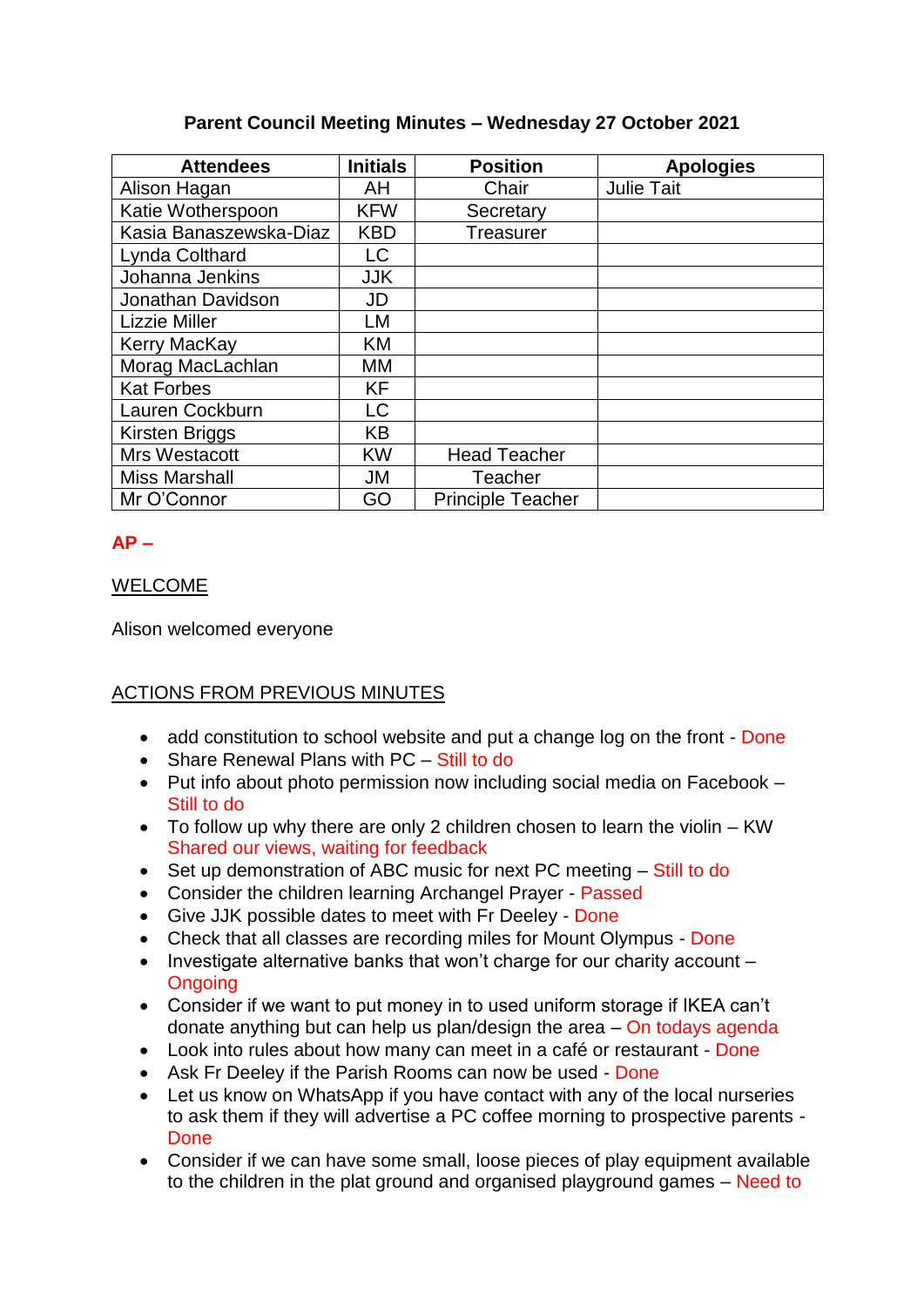**Parent Council Meeting Minutes – Wednesday 27 October 2021**

| Attendees | Initials | Position | Apologies |
|---|---|---|---|
| Alison Hagan | AH | Chair | Julie Tait |
| Katie Wotherspoon | KFW | Secretary | |
| Kasia Banaszewska-Diaz | KBD | Treasurer | |
| Lynda Colthard | LC | | |
| Johanna Jenkins | JJK | | |
| Jonathan Davidson | JD | | |
| Lizzie Miller | LM | | |
| Kerry MacKay | KM | | |
| Morag MacLachlan | MM | | |
| Kat Forbes | KF | | |
| Lauren Cockburn | LC | | |
| Kirsten Briggs | KB | | |
| Mrs Westacott | KW | Head Teacher | |
| Miss Marshall | JM | Teacher | |
| Mr O'Connor | GO | Principle Teacher | |

**AP –**

WELCOME

Alison welcomed everyone

ACTIONS FROM PREVIOUS MINUTES

- add constitution to school website and put a change log on the front - Done
- Share Renewal Plans with PC – Still to do
- Put info about photo permission now including social media on Facebook – Still to do
- To follow up why there are only 2 children chosen to learn the violin – KW Shared our views, waiting for feedback
- Set up demonstration of ABC music for next PC meeting – Still to do
- Consider the children learning Archangel Prayer - Passed
- Give JJK possible dates to meet with Fr Deeley - Done
- Check that all classes are recording miles for Mount Olympus - Done
- Investigate alternative banks that won't charge for our charity account – Ongoing
- Consider if we want to put money in to used uniform storage if IKEA can't donate anything but can help us plan/design the area – On todays agenda
- Look into rules about how many can meet in a café or restaurant - Done
- Ask Fr Deeley if the Parish Rooms can now be used - Done
- Let us know on WhatsApp if you have contact with any of the local nurseries to ask them if they will advertise a PC coffee morning to prospective parents - Done
- Consider if we can have some small, loose pieces of play equipment available to the children in the plat ground and organised playground games – Need to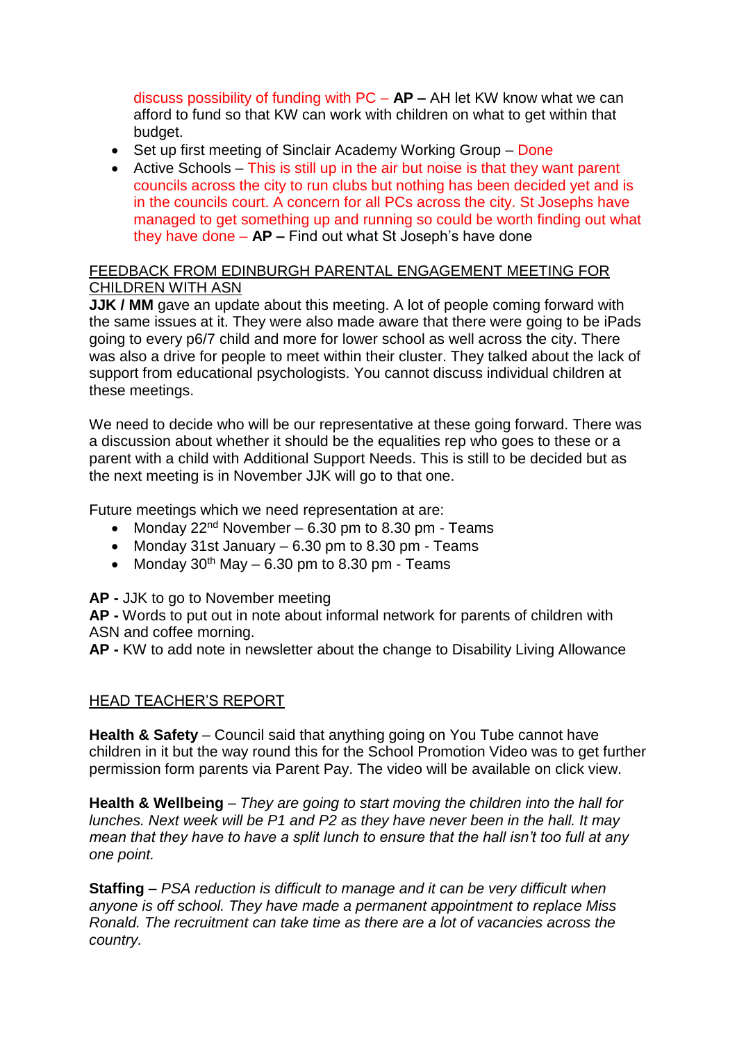discuss possibility of funding with PC – **AP –** AH let KW know what we can afford to fund so that KW can work with children on what to get within that budget.

- Set up first meeting of Sinclair Academy Working Group – Done
- Active Schools – This is still up in the air but noise is that they want parent councils across the city to run clubs but nothing has been decided yet and is in the councils court. A concern for all PCs across the city. St Josephs have managed to get something up and running so could be worth finding out what they have done – **AP –** Find out what St Joseph's have done

<u>FEEDBACK FROM EDINBURGH PARENTAL ENGAGEMENT MEETING FOR CHILDREN WITH ASN</u>

**JJK / MM** gave an update about this meeting. A lot of people coming forward with the same issues at it. They were also made aware that there were going to be iPads going to every p6/7 child and more for lower school as well across the city. There was also a drive for people to meet within their cluster. They talked about the lack of support from educational psychologists. You cannot discuss individual children at these meetings.

We need to decide who will be our representative at these going forward. There was a discussion about whether it should be the equalities rep who goes to these or a parent with a child with Additional Support Needs. This is still to be decided but as the next meeting is in November JJK will go to that one.

Future meetings which we need representation at are:

- Monday 22nd November – 6.30 pm to 8.30 pm - Teams
- Monday 31st January – 6.30 pm to 8.30 pm - Teams
- Monday 30th May – 6.30 pm to 8.30 pm - Teams

**AP -** JJK to go to November meeting
**AP -** Words to put out in note about informal network for parents of children with ASN and coffee morning.
**AP -** KW to add note in newsletter about the change to Disability Living Allowance

<u>HEAD TEACHER'S REPORT</u>

**Health & Safety** – Council said that anything going on You Tube cannot have children in it but the way round this for the School Promotion Video was to get further permission form parents via Parent Pay. The video will be available on click view.

**Health & Wellbeing** – *They are going to start moving the children into the hall for lunches. Next week will be P1 and P2 as they have never been in the hall. It may mean that they have to have a split lunch to ensure that the hall isn't too full at any one point.*

**Staffing** – *PSA reduction is difficult to manage and it can be very difficult when anyone is off school. They have made a permanent appointment to replace Miss Ronald. The recruitment can take time as there are a lot of vacancies across the country.*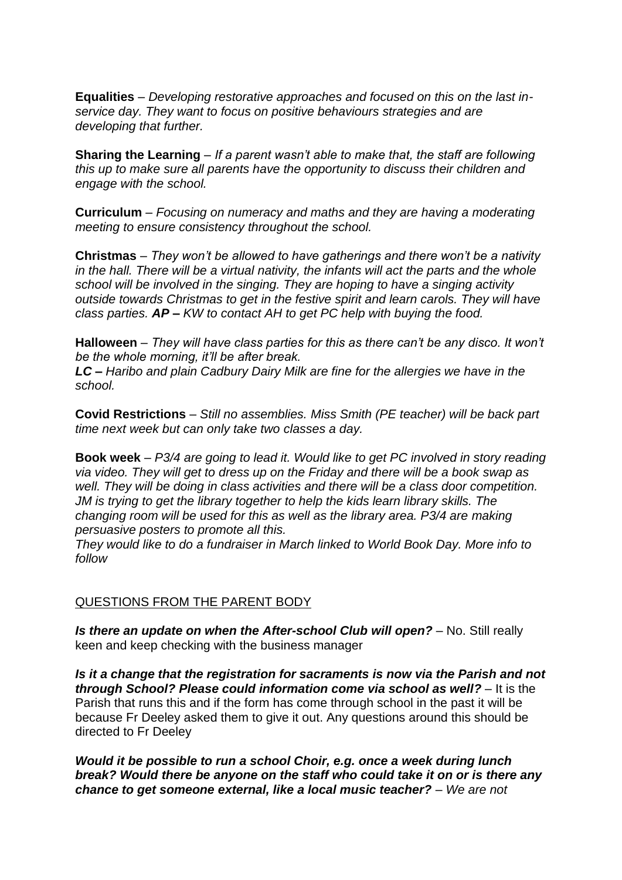**Equalities** – *Developing restorative approaches and focused on this on the last in-service day. They want to focus on positive behaviours strategies and are developing that further.*

**Sharing the Learning** – *If a parent wasn't able to make that, the staff are following this up to make sure all parents have the opportunity to discuss their children and engage with the school.*

**Curriculum** – *Focusing on numeracy and maths and they are having a moderating meeting to ensure consistency throughout the school.*

**Christmas** – *They won't be allowed to have gatherings and there won't be a nativity in the hall. There will be a virtual nativity, the infants will act the parts and the whole school will be involved in the singing. They are hoping to have a singing activity outside towards Christmas to get in the festive spirit and learn carols. They will have class parties.* ***AP –*** *KW to contact AH to get PC help with buying the food.*

**Halloween** – *They will have class parties for this as there can't be any disco. It won't be the whole morning, it'll be after break.*
***LC –*** *Haribo and plain Cadbury Dairy Milk are fine for the allergies we have in the school.*

**Covid Restrictions** – *Still no assemblies. Miss Smith (PE teacher) will be back part time next week but can only take two classes a day.*

**Book week** – *P3/4 are going to lead it. Would like to get PC involved in story reading via video. They will get to dress up on the Friday and there will be a book swap as well. They will be doing in class activities and there will be a class door competition. JM is trying to get the library together to help the kids learn library skills. The changing room will be used for this as well as the library area. P3/4 are making persuasive posters to promote all this.*
*They would like to do a fundraiser in March linked to World Book Day. More info to follow*

<u>QUESTIONS FROM THE PARENT BODY</u>

***Is there an update on when the After-school Club will open?*** – No. Still really keen and keep checking with the business manager

***Is it a change that the registration for sacraments is now via the Parish and not through School? Please could information come via school as well?*** – It is the Parish that runs this and if the form has come through school in the past it will be because Fr Deeley asked them to give it out. Any questions around this should be directed to Fr Deeley

***Would it be possible to run a school Choir, e.g. once a week during lunch break? Would there be anyone on the staff who could take it on or is there any chance to get someone external, like a local music teacher?*** – *We are not*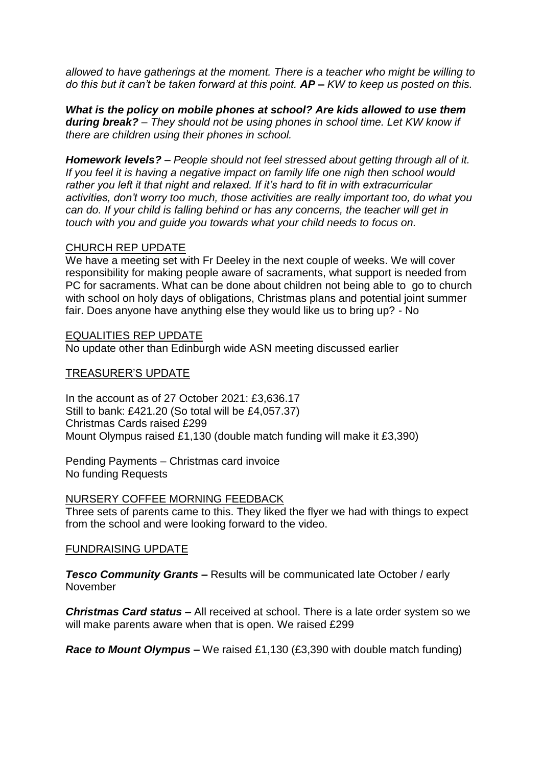*allowed to have gatherings at the moment. There is a teacher who might be willing to do this but it can't be taken forward at this point.* ***AP –*** *KW to keep us posted on this.*

***What is the policy on mobile phones at school? Are kids allowed to use them during break?*** *– They should not be using phones in school time. Let KW know if there are children using their phones in school.*

***Homework levels?*** *– People should not feel stressed about getting through all of it. If you feel it is having a negative impact on family life one nigh then school would rather you left it that night and relaxed. If it's hard to fit in with extracurricular activities, don't worry too much, those activities are really important too, do what you can do. If your child is falling behind or has any concerns, the teacher will get in touch with you and guide you towards what your child needs to focus on.*

## CHURCH REP UPDATE

We have a meeting set with Fr Deeley in the next couple of weeks. We will cover responsibility for making people aware of sacraments, what support is needed from PC for sacraments. What can be done about children not being able to go to church with school on holy days of obligations, Christmas plans and potential joint summer fair. Does anyone have anything else they would like us to bring up? - No

## EQUALITIES REP UPDATE

No update other than Edinburgh wide ASN meeting discussed earlier

## TREASURER'S UPDATE

In the account as of 27 October 2021: £3,636.17
Still to bank: £421.20 (So total will be £4,057.37)
Christmas Cards raised £299
Mount Olympus raised £1,130 (double match funding will make it £3,390)

Pending Payments – Christmas card invoice
No funding Requests

## NURSERY COFFEE MORNING FEEDBACK

Three sets of parents came to this. They liked the flyer we had with things to expect from the school and were looking forward to the video.

## FUNDRAISING UPDATE

***Tesco Community Grants –*** Results will be communicated late October / early November

***Christmas Card status –*** All received at school. There is a late order system so we will make parents aware when that is open. We raised £299

***Race to Mount Olympus –*** We raised £1,130 (£3,390 with double match funding)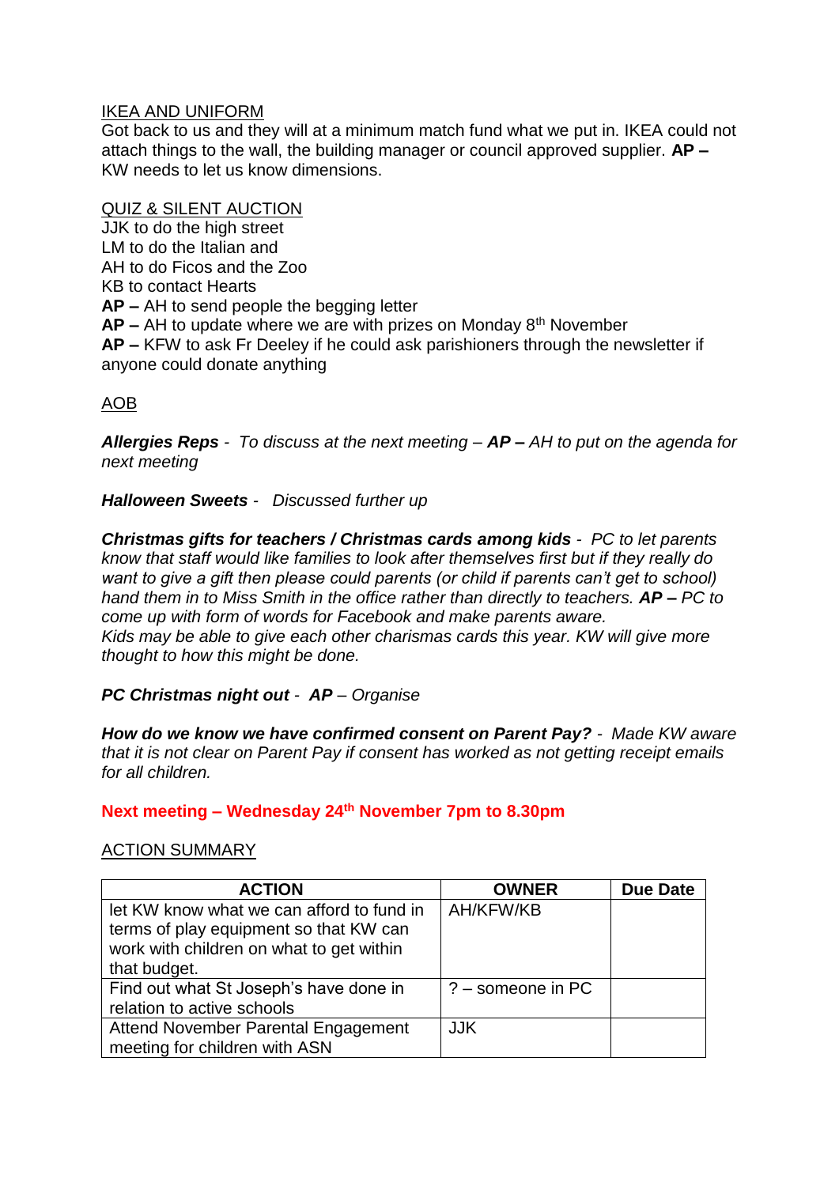IKEA AND UNIFORM

Got back to us and they will at a minimum match fund what we put in. IKEA could not attach things to the wall, the building manager or council approved supplier. **AP –** KW needs to let us know dimensions.

QUIZ & SILENT AUCTION

JJK to do the high street
LM to do the Italian and
AH to do Ficos and the Zoo
KB to contact Hearts
**AP –** AH to send people the begging letter
**AP –** AH to update where we are with prizes on Monday 8th November
**AP –** KFW to ask Fr Deeley if he could ask parishioners through the newsletter if anyone could donate anything

AOB

***Allergies Reps*** *- To discuss at the next meeting –* ***AP –*** *AH to put on the agenda for next meeting*

***Halloween Sweets*** *- Discussed further up*

***Christmas gifts for teachers / Christmas cards among kids*** *- PC to let parents know that staff would like families to look after themselves first but if they really do want to give a gift then please could parents (or child if parents can't get to school) hand them in to Miss Smith in the office rather than directly to teachers.* ***AP –*** *PC to come up with form of words for Facebook and make parents aware.*
*Kids may be able to give each other charismas cards this year. KW will give more thought to how this might be done.*

***PC Christmas night out*** *-* ***AP*** *– Organise*

***How do we know we have confirmed consent on Parent Pay?*** *- Made KW aware that it is not clear on Parent Pay if consent has worked as not getting receipt emails for all children.*

**Next meeting – Wednesday 24th November 7pm to 8.30pm**

ACTION SUMMARY

| ACTION | OWNER | Due Date |
|---|---|---|
| let KW know what we can afford to fund in terms of play equipment so that KW can work with children on what to get within that budget. | AH/KFW/KB | |
| Find out what St Joseph's have done in relation to active schools | ? – someone in PC | |
| Attend November Parental Engagement meeting for children with ASN | JJK | |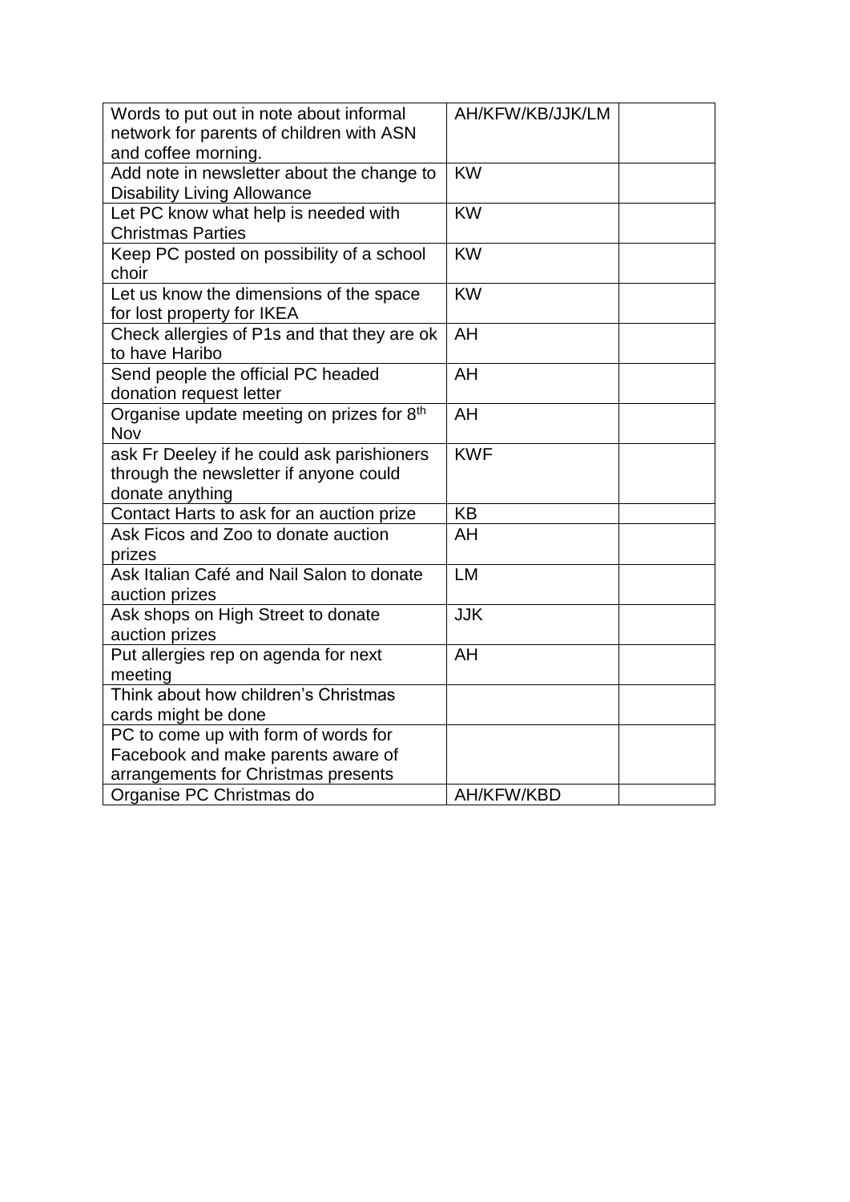| | | |
|---|---|---|
| Words to put out in note about informal network for parents of children with ASN and coffee morning. | AH/KFW/KB/JJK/LM | |
| Add note in newsletter about the change to Disability Living Allowance | KW | |
| Let PC know what help is needed with Christmas Parties | KW | |
| Keep PC posted on possibility of a school choir | KW | |
| Let us know the dimensions of the space for lost property for IKEA | KW | |
| Check allergies of P1s and that they are ok to have Haribo | AH | |
| Send people the official PC headed donation request letter | AH | |
| Organise update meeting on prizes for 8th Nov | AH | |
| ask Fr Deeley if he could ask parishioners through the newsletter if anyone could donate anything | KWF | |
| Contact Harts to ask for an auction prize | KB | |
| Ask Ficos and Zoo to donate auction prizes | AH | |
| Ask Italian Café and Nail Salon to donate auction prizes | LM | |
| Ask shops on High Street to donate auction prizes | JJK | |
| Put allergies rep on agenda for next meeting | AH | |
| Think about how children's Christmas cards might be done | | |
| PC to come up with form of words for Facebook and make parents aware of arrangements for Christmas presents | | |
| Organise PC Christmas do | AH/KFW/KBD | |